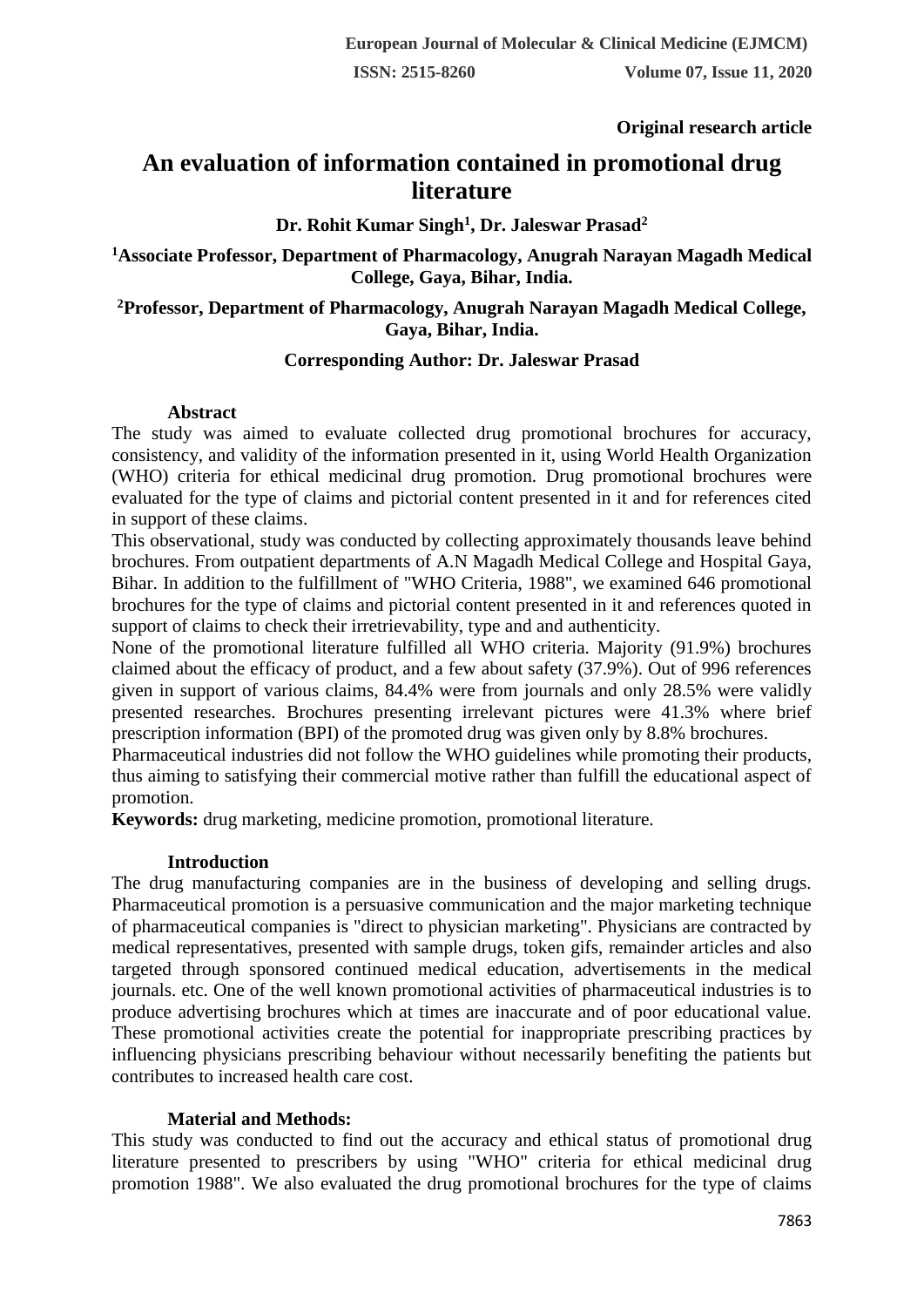**Original research article**

# An evaluation of information contained in promotional drug literature

**Dr. Rohit Kumar Singh[1], Dr. Jaleswar Prasad[2]**

**[1]Associate Professor, Department of Pharmacology, Anugrah Narayan Magadh Medical College, Gaya, Bihar, India.**

**[2]Professor, Department of Pharmacology, Anugrah Narayan Magadh Medical College, Gaya, Bihar, India.**

**Corresponding Author: Dr. Jaleswar Prasad**

## Abstract

The study was aimed to evaluate collected drug promotional brochures for accuracy, consistency, and validity of the information presented in it, using World Health Organization (WHO) criteria for ethical medicinal drug promotion. Drug promotional brochures were evaluated for the type of claims and pictorial content presented in it and for references cited in support of these claims.

This observational, study was conducted by collecting approximately thousands leave behind brochures. From outpatient departments of A.N Magadh Medical College and Hospital Gaya, Bihar. In addition to the fulfillment of "WHO Criteria, 1988", we examined 646 promotional brochures for the type of claims and pictorial content presented in it and references quoted in support of claims to check their irretrievability, type and and authenticity.

None of the promotional literature fulfilled all WHO criteria. Majority (91.9%) brochures claimed about the efficacy of product, and a few about safety (37.9%). Out of 996 references given in support of various claims, 84.4% were from journals and only 28.5% were validly presented researches. Brochures presenting irrelevant pictures were 41.3% where brief prescription information (BPI) of the promoted drug was given only by 8.8% brochures.

Pharmaceutical industries did not follow the WHO guidelines while promoting their products, thus aiming to satisfying their commercial motive rather than fulfill the educational aspect of promotion.

**Keywords:** drug marketing, medicine promotion, promotional literature.

## Introduction

The drug manufacturing companies are in the business of developing and selling drugs. Pharmaceutical promotion is a persuasive communication and the major marketing technique of pharmaceutical companies is "direct to physician marketing". Physicians are contracted by medical representatives, presented with sample drugs, token gifs, remainder articles and also targeted through sponsored continued medical education, advertisements in the medical journals. etc. One of the well known promotional activities of pharmaceutical industries is to produce advertising brochures which at times are inaccurate and of poor educational value. These promotional activities create the potential for inappropriate prescribing practices by influencing physicians prescribing behaviour without necessarily benefiting the patients but contributes to increased health care cost.

## Material and Methods:

This study was conducted to find out the accuracy and ethical status of promotional drug literature presented to prescribers by using "WHO" criteria for ethical medicinal drug promotion 1988". We also evaluated the drug promotional brochures for the type of claims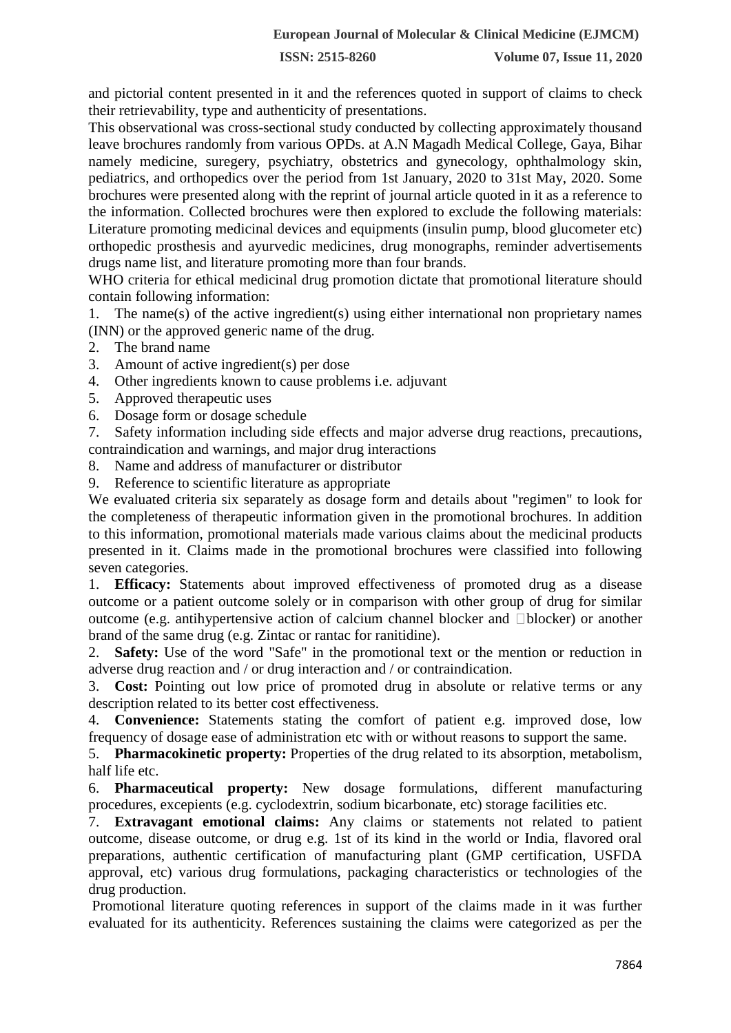and pictorial content presented in it and the references quoted in support of claims to check their retrievability, type and authenticity of presentations.

This observational was cross-sectional study conducted by collecting approximately thousand leave brochures randomly from various OPDs. at A.N Magadh Medical College, Gaya, Bihar namely medicine, suregery, psychiatry, obstetrics and gynecology, ophthalmology skin, pediatrics, and orthopedics over the period from 1st January, 2020 to 31st May, 2020. Some brochures were presented along with the reprint of journal article quoted in it as a reference to the information. Collected brochures were then explored to exclude the following materials: Literature promoting medicinal devices and equipments (insulin pump, blood glucometer etc) orthopedic prosthesis and ayurvedic medicines, drug monographs, reminder advertisements drugs name list, and literature promoting more than four brands.

WHO criteria for ethical medicinal drug promotion dictate that promotional literature should contain following information:

1. The name(s) of the active ingredient(s) using either international non proprietary names (INN) or the approved generic name of the drug.
2. The brand name
3. Amount of active ingredient(s) per dose
4. Other ingredients known to cause problems i.e. adjuvant
5. Approved therapeutic uses
6. Dosage form or dosage schedule
7. Safety information including side effects and major adverse drug reactions, precautions, contraindication and warnings, and major drug interactions
8. Name and address of manufacturer or distributor
9. Reference to scientific literature as appropriate

We evaluated criteria six separately as dosage form and details about "regimen" to look for the completeness of therapeutic information given in the promotional brochures. In addition to this information, promotional materials made various claims about the medicinal products presented in it. Claims made in the promotional brochures were classified into following seven categories.

1. **Efficacy:** Statements about improved effectiveness of promoted drug as a disease outcome or a patient outcome solely or in comparison with other group of drug for similar outcome (e.g. antihypertensive action of calcium channel blocker and β blocker) or another brand of the same drug (e.g. Zintac or rantac for ranitidine).
2. **Safety:** Use of the word "Safe" in the promotional text or the mention or reduction in adverse drug reaction and / or drug interaction and / or contraindication.
3. **Cost:** Pointing out low price of promoted drug in absolute or relative terms or any description related to its better cost effectiveness.
4. **Convenience:** Statements stating the comfort of patient e.g. improved dose, low frequency of dosage ease of administration etc with or without reasons to support the same.
5. **Pharmacokinetic property:** Properties of the drug related to its absorption, metabolism, half life etc.
6. **Pharmaceutical property:** New dosage formulations, different manufacturing procedures, excepients (e.g. cyclodextrin, sodium bicarbonate, etc) storage facilities etc.
7. **Extravagant emotional claims:** Any claims or statements not related to patient outcome, disease outcome, or drug e.g. 1st of its kind in the world or India, flavored oral preparations, authentic certification of manufacturing plant (GMP certification, USFDA approval, etc) various drug formulations, packaging characteristics or technologies of the drug production.

Promotional literature quoting references in support of the claims made in it was further evaluated for its authenticity. References sustaining the claims were categorized as per the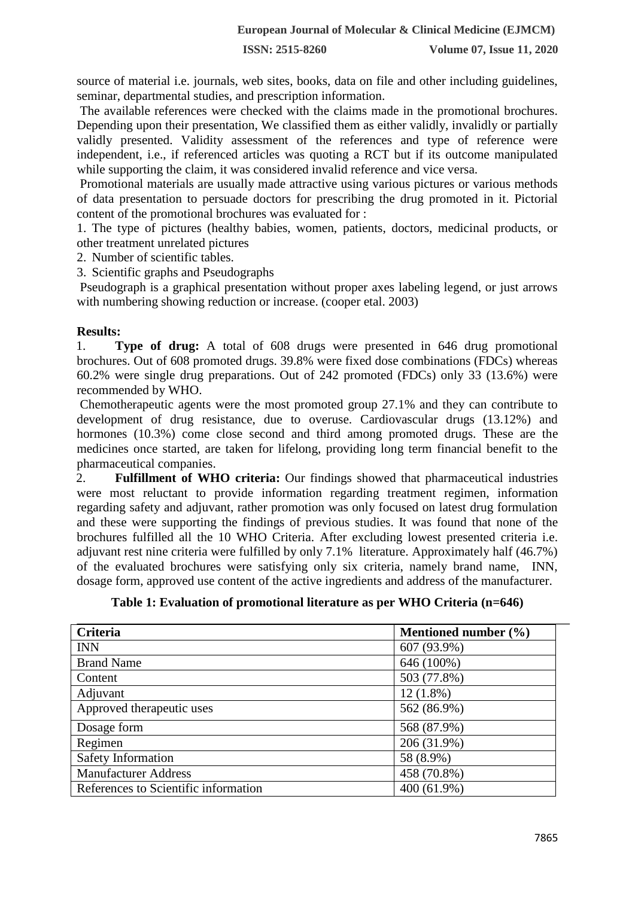source of material i.e. journals, web sites, books, data on file and other including guidelines, seminar, departmental studies, and prescription information.

The available references were checked with the claims made in the promotional brochures. Depending upon their presentation, We classified them as either validly, invalidly or partially validly presented. Validity assessment of the references and type of reference were independent, i.e., if referenced articles was quoting a RCT but if its outcome manipulated while supporting the claim, it was considered invalid reference and vice versa.

Promotional materials are usually made attractive using various pictures or various methods of data presentation to persuade doctors for prescribing the drug promoted in it. Pictorial content of the promotional brochures was evaluated for :

1. The type of pictures (healthy babies, women, patients, doctors, medicinal products, or other treatment unrelated pictures
2. Number of scientific tables.
3. Scientific graphs and Pseudographs

Pseudograph is a graphical presentation without proper axes labeling legend, or just arrows with numbering showing reduction or increase. (cooper etal. 2003)

**Results:**

1. **Type of drug:** A total of 608 drugs were presented in 646 drug promotional brochures. Out of 608 promoted drugs. 39.8% were fixed dose combinations (FDCs) whereas 60.2% were single drug preparations. Out of 242 promoted (FDCs) only 33 (13.6%) were recommended by WHO.

Chemotherapeutic agents were the most promoted group 27.1% and they can contribute to development of drug resistance, due to overuse. Cardiovascular drugs (13.12%) and hormones (10.3%) come close second and third among promoted drugs. These are the medicines once started, are taken for lifelong, providing long term financial benefit to the pharmaceutical companies.

2. **Fulfillment of WHO criteria:** Our findings showed that pharmaceutical industries were most reluctant to provide information regarding treatment regimen, information regarding safety and adjuvant, rather promotion was only focused on latest drug formulation and these were supporting the findings of previous studies. It was found that none of the brochures fulfilled all the 10 WHO Criteria. After excluding lowest presented criteria i.e. adjuvant rest nine criteria were fulfilled by only 7.1% literature. Approximately half (46.7%) of the evaluated brochures were satisfying only six criteria, namely brand name, INN, dosage form, approved use content of the active ingredients and address of the manufacturer.

**Table 1: Evaluation of promotional literature as per WHO Criteria (n=646)**

| Criteria | Mentioned number (%) |
|---|---|
| INN | 607 (93.9%) |
| Brand Name | 646 (100%) |
| Content | 503 (77.8%) |
| Adjuvant | 12 (1.8%) |
| Approved therapeutic uses | 562 (86.9%) |
| Dosage form | 568 (87.9%) |
| Regimen | 206 (31.9%) |
| Safety Information | 58 (8.9%) |
| Manufacturer Address | 458 (70.8%) |
| References to Scientific information | 400 (61.9%) |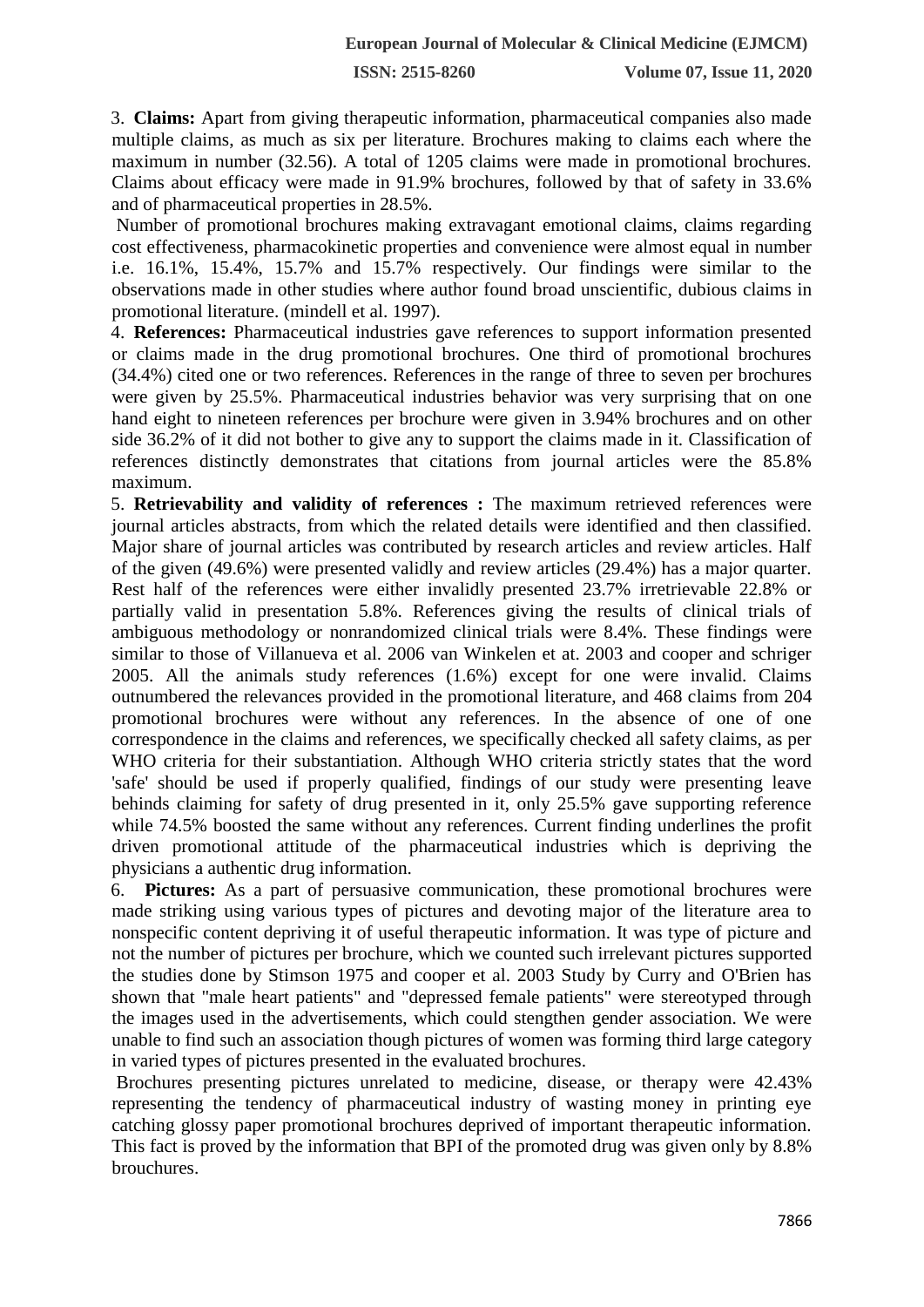3. **Claims:** Apart from giving therapeutic information, pharmaceutical companies also made multiple claims, as much as six per literature. Brochures making to claims each where the maximum in number (32.56). A total of 1205 claims were made in promotional brochures. Claims about efficacy were made in 91.9% brochures, followed by that of safety in 33.6% and of pharmaceutical properties in 28.5%.

Number of promotional brochures making extravagant emotional claims, claims regarding cost effectiveness, pharmacokinetic properties and convenience were almost equal in number i.e. 16.1%, 15.4%, 15.7% and 15.7% respectively. Our findings were similar to the observations made in other studies where author found broad unscientific, dubious claims in promotional literature. (mindell et al. 1997).

4. **References:** Pharmaceutical industries gave references to support information presented or claims made in the drug promotional brochures. One third of promotional brochures (34.4%) cited one or two references. References in the range of three to seven per brochures were given by 25.5%. Pharmaceutical industries behavior was very surprising that on one hand eight to nineteen references per brochure were given in 3.94% brochures and on other side 36.2% of it did not bother to give any to support the claims made in it. Classification of references distinctly demonstrates that citations from journal articles were the 85.8% maximum.

5. **Retrievability and validity of references :** The maximum retrieved references were journal articles abstracts, from which the related details were identified and then classified. Major share of journal articles was contributed by research articles and review articles. Half of the given (49.6%) were presented validly and review articles (29.4%) has a major quarter. Rest half of the references were either invalidly presented 23.7% irretrievable 22.8% or partially valid in presentation 5.8%. References giving the results of clinical trials of ambiguous methodology or nonrandomized clinical trials were 8.4%. These findings were similar to those of Villanueva et al. 2006 van Winkelen et at. 2003 and cooper and schriger 2005. All the animals study references (1.6%) except for one were invalid. Claims outnumbered the relevances provided in the promotional literature, and 468 claims from 204 promotional brochures were without any references. In the absence of one of one correspondence in the claims and references, we specifically checked all safety claims, as per WHO criteria for their substantiation. Although WHO criteria strictly states that the word 'safe' should be used if properly qualified, findings of our study were presenting leave behinds claiming for safety of drug presented in it, only 25.5% gave supporting reference while 74.5% boosted the same without any references. Current finding underlines the profit driven promotional attitude of the pharmaceutical industries which is depriving the physicians a authentic drug information.

6. **Pictures:** As a part of persuasive communication, these promotional brochures were made striking using various types of pictures and devoting major of the literature area to nonspecific content depriving it of useful therapeutic information. It was type of picture and not the number of pictures per brochure, which we counted such irrelevant pictures supported the studies done by Stimson 1975 and cooper et al. 2003 Study by Curry and O'Brien has shown that "male heart patients" and "depressed female patients" were stereotyped through the images used in the advertisements, which could stengthen gender association. We were unable to find such an association though pictures of women was forming third large category in varied types of pictures presented in the evaluated brochures.

Brochures presenting pictures unrelated to medicine, disease, or therapy were 42.43% representing the tendency of pharmaceutical industry of wasting money in printing eye catching glossy paper promotional brochures deprived of important therapeutic information. This fact is proved by the information that BPI of the promoted drug was given only by 8.8% brouchures.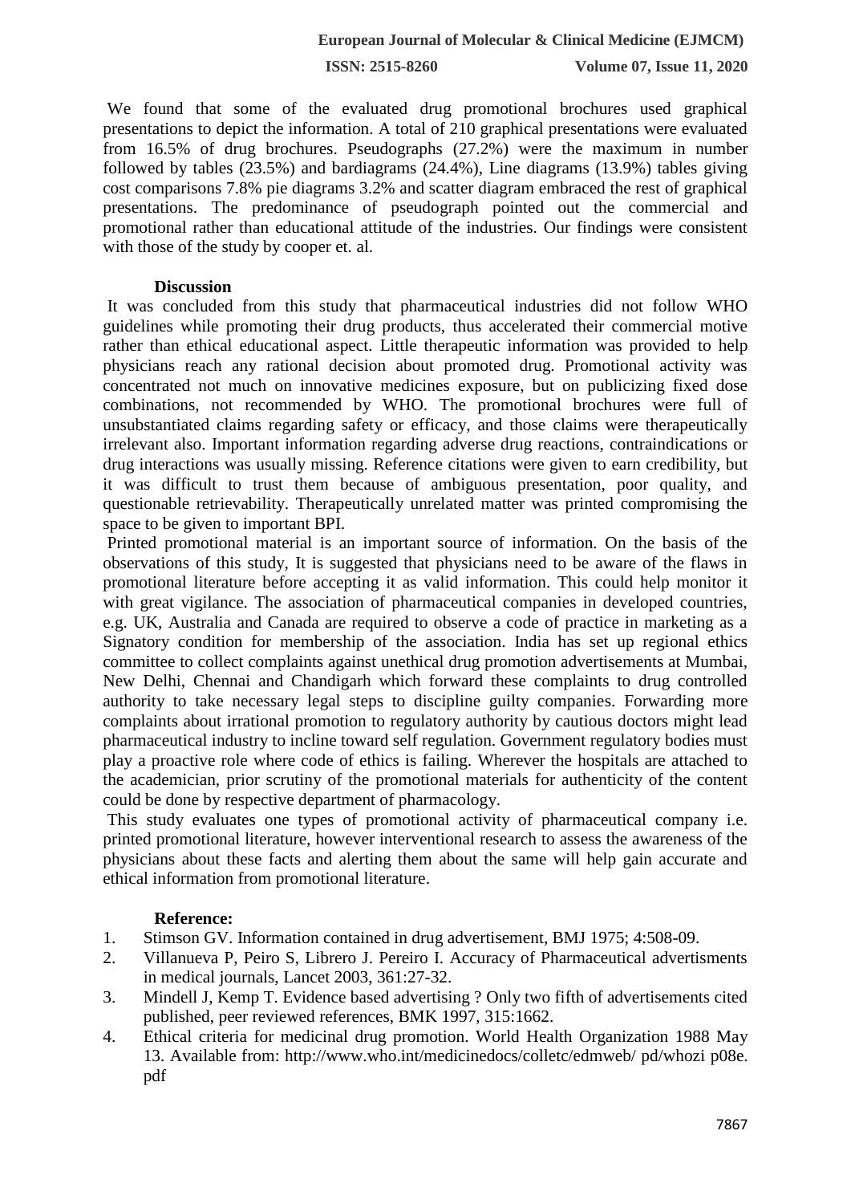We found that some of the evaluated drug promotional brochures used graphical presentations to depict the information. A total of 210 graphical presentations were evaluated from 16.5% of drug brochures. Pseudographs (27.2%) were the maximum in number followed by tables (23.5%) and bardiagrams (24.4%), Line diagrams (13.9%) tables giving cost comparisons 7.8% pie diagrams 3.2% and scatter diagram embraced the rest of graphical presentations. The predominance of pseudograph pointed out the commercial and promotional rather than educational attitude of the industries. Our findings were consistent with those of the study by cooper et. al.

## Discussion

It was concluded from this study that pharmaceutical industries did not follow WHO guidelines while promoting their drug products, thus accelerated their commercial motive rather than ethical educational aspect. Little therapeutic information was provided to help physicians reach any rational decision about promoted drug. Promotional activity was concentrated not much on innovative medicines exposure, but on publicizing fixed dose combinations, not recommended by WHO. The promotional brochures were full of unsubstantiated claims regarding safety or efficacy, and those claims were therapeutically irrelevant also. Important information regarding adverse drug reactions, contraindications or drug interactions was usually missing. Reference citations were given to earn credibility, but it was difficult to trust them because of ambiguous presentation, poor quality, and questionable retrievability. Therapeutically unrelated matter was printed compromising the space to be given to important BPI.

Printed promotional material is an important source of information. On the basis of the observations of this study, It is suggested that physicians need to be aware of the flaws in promotional literature before accepting it as valid information. This could help monitor it with great vigilance. The association of pharmaceutical companies in developed countries, e.g. UK, Australia and Canada are required to observe a code of practice in marketing as a Signatory condition for membership of the association. India has set up regional ethics committee to collect complaints against unethical drug promotion advertisements at Mumbai, New Delhi, Chennai and Chandigarh which forward these complaints to drug controlled authority to take necessary legal steps to discipline guilty companies. Forwarding more complaints about irrational promotion to regulatory authority by cautious doctors might lead pharmaceutical industry to incline toward self regulation. Government regulatory bodies must play a proactive role where code of ethics is failing. Wherever the hospitals are attached to the academician, prior scrutiny of the promotional materials for authenticity of the content could be done by respective department of pharmacology.

This study evaluates one types of promotional activity of pharmaceutical company i.e. printed promotional literature, however interventional research to assess the awareness of the physicians about these facts and alerting them about the same will help gain accurate and ethical information from promotional literature.

## Reference:

1. Stimson GV. Information contained in drug advertisement, BMJ 1975; 4:508-09.
2. Villanueva P, Peiro S, Librero J. Pereiro I. Accuracy of Pharmaceutical advertisments in medical journals, Lancet 2003, 361:27-32.
3. Mindell J, Kemp T. Evidence based advertising ? Only two fifth of advertisements cited published, peer reviewed references, BMK 1997, 315:1662.
4. Ethical criteria for medicinal drug promotion. World Health Organization 1988 May 13. Available from: http://www.who.int/medicinedocs/colletc/edmweb/ pd/whozi p08e. pdf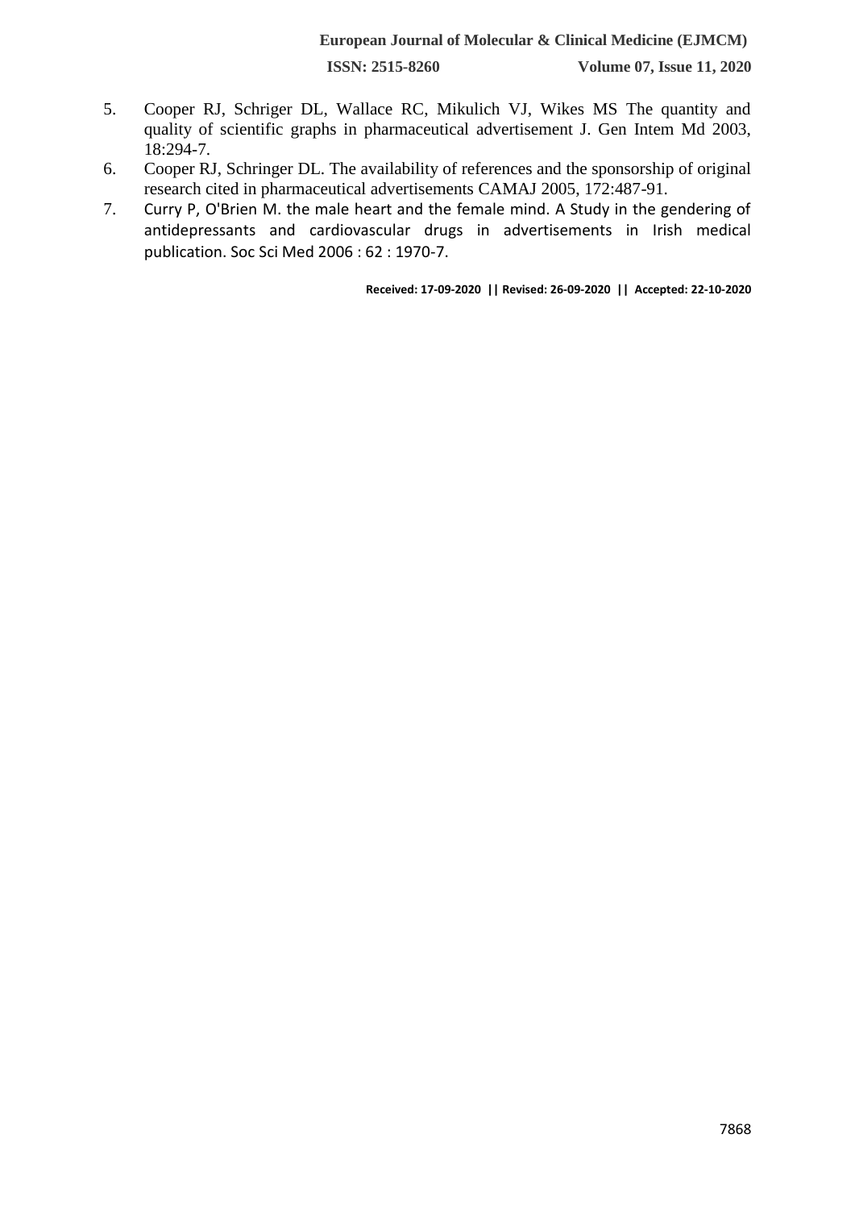5. Cooper RJ, Schriger DL, Wallace RC, Mikulich VJ, Wikes MS The quantity and quality of scientific graphs in pharmaceutical advertisement J. Gen Intem Md 2003, 18:294-7.
6. Cooper RJ, Schringer DL. The availability of references and the sponsorship of original research cited in pharmaceutical advertisements CAMAJ 2005, 172:487-91.
7. Curry P, O'Brien M. the male heart and the female mind. A Study in the gendering of antidepressants and cardiovascular drugs in advertisements in Irish medical publication. Soc Sci Med 2006 : 62 : 1970-7.

**Received: 17-09-2020 || Revised: 26-09-2020 || Accepted: 22-10-2020**